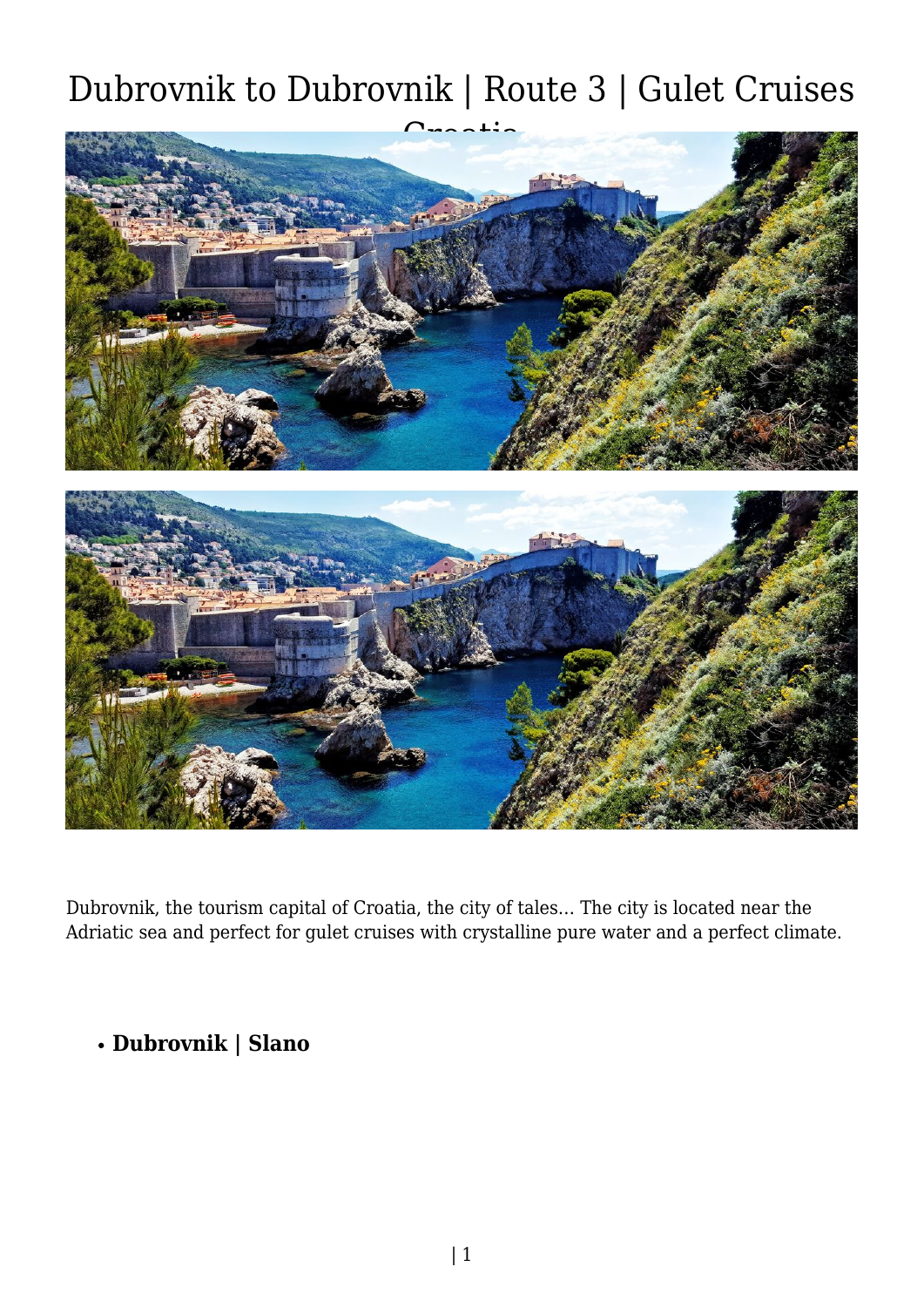# Dubrovnik to Dubrovnik | Route 3 | Gulet Cruises Croatia

Dubrovnik, the tourism capital of Croatia, the city of tales… The city is located near the Adriatic sea and perfect for gulet cruises with crystalline pure water and a perfect climate.

- **Dubrovnik | Slano**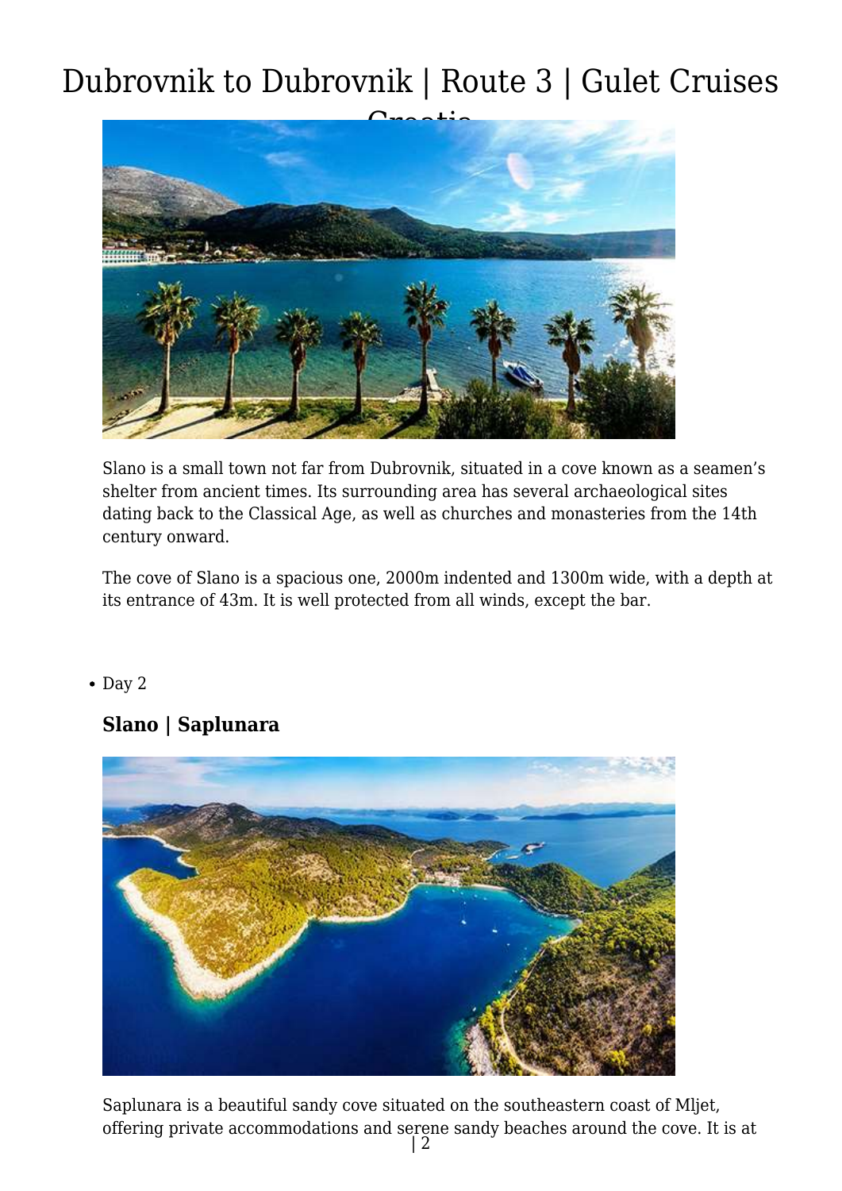Slano is a small town not far from Dubrovnik, situated in a cove known as a seamen's shelter from ancient times. Its surrounding area has several archaeological sites dating back to the Classical Age, as well as churches and monasteries from the 14th century onward.

The cove of Slano is a spacious one, 2000m indented and 1300m wide, with a depth at its entrance of 43m. It is well protected from all winds, except the bar.

- Day 2

### Slano | Saplunara

Saplunara is a beautiful sandy cove situated on the southeastern coast of Mljet, offering private accommodations and serene sandy beaches around the cove. It is at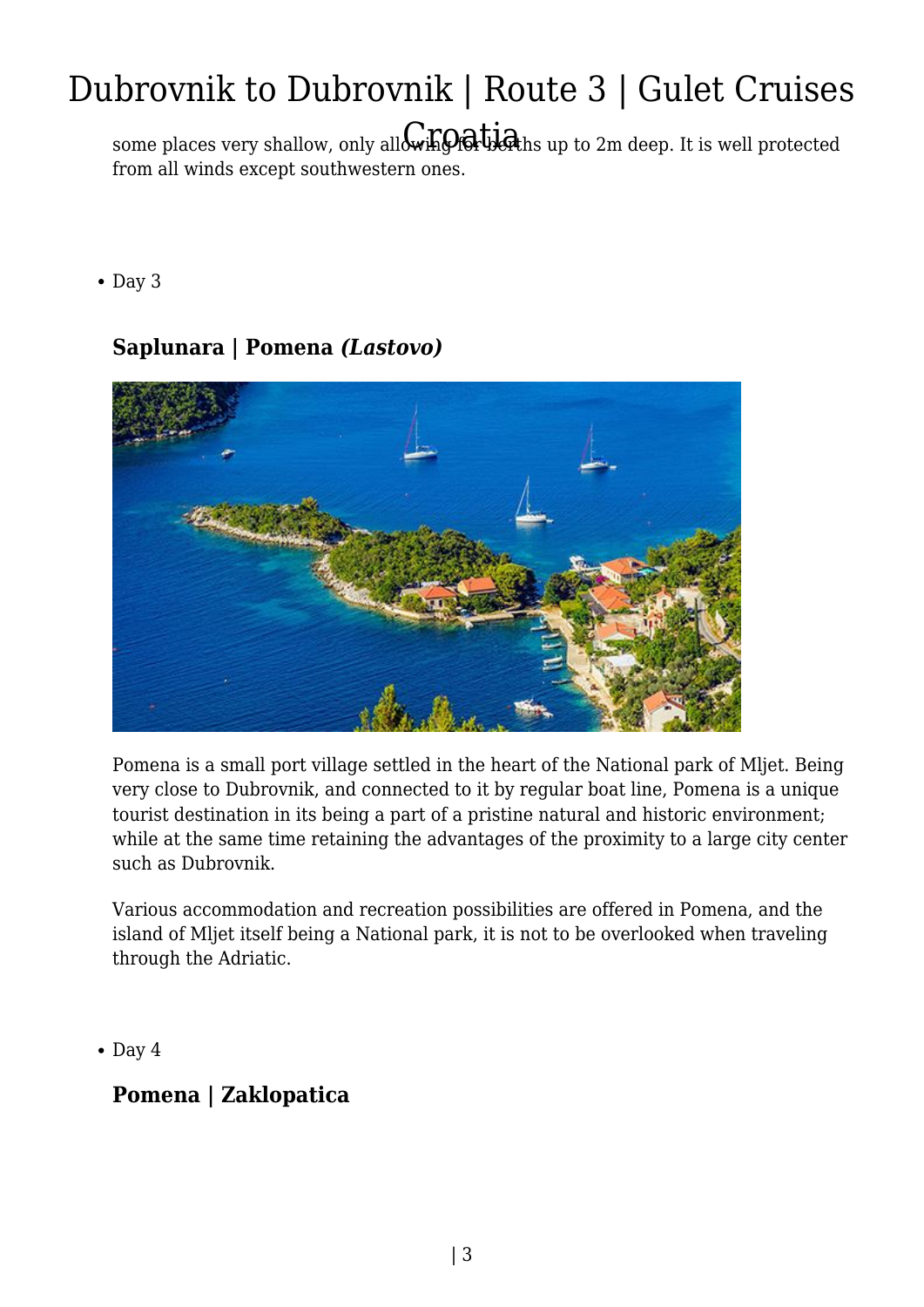some places very shallow, only allowing for berths up to 2m deep. It is well protected from all winds except southwestern ones.

- Day 3

### Saplunara | Pomena *(Lastovo)*

Pomena is a small port village settled in the heart of the National park of Mljet. Being very close to Dubrovnik, and connected to it by regular boat line, Pomena is a unique tourist destination in its being a part of a pristine natural and historic environment; while at the same time retaining the advantages of the proximity to a large city center such as Dubrovnik.

Various accommodation and recreation possibilities are offered in Pomena, and the island of Mljet itself being a National park, it is not to be overlooked when traveling through the Adriatic.

- Day 4

### Pomena | Zaklopatica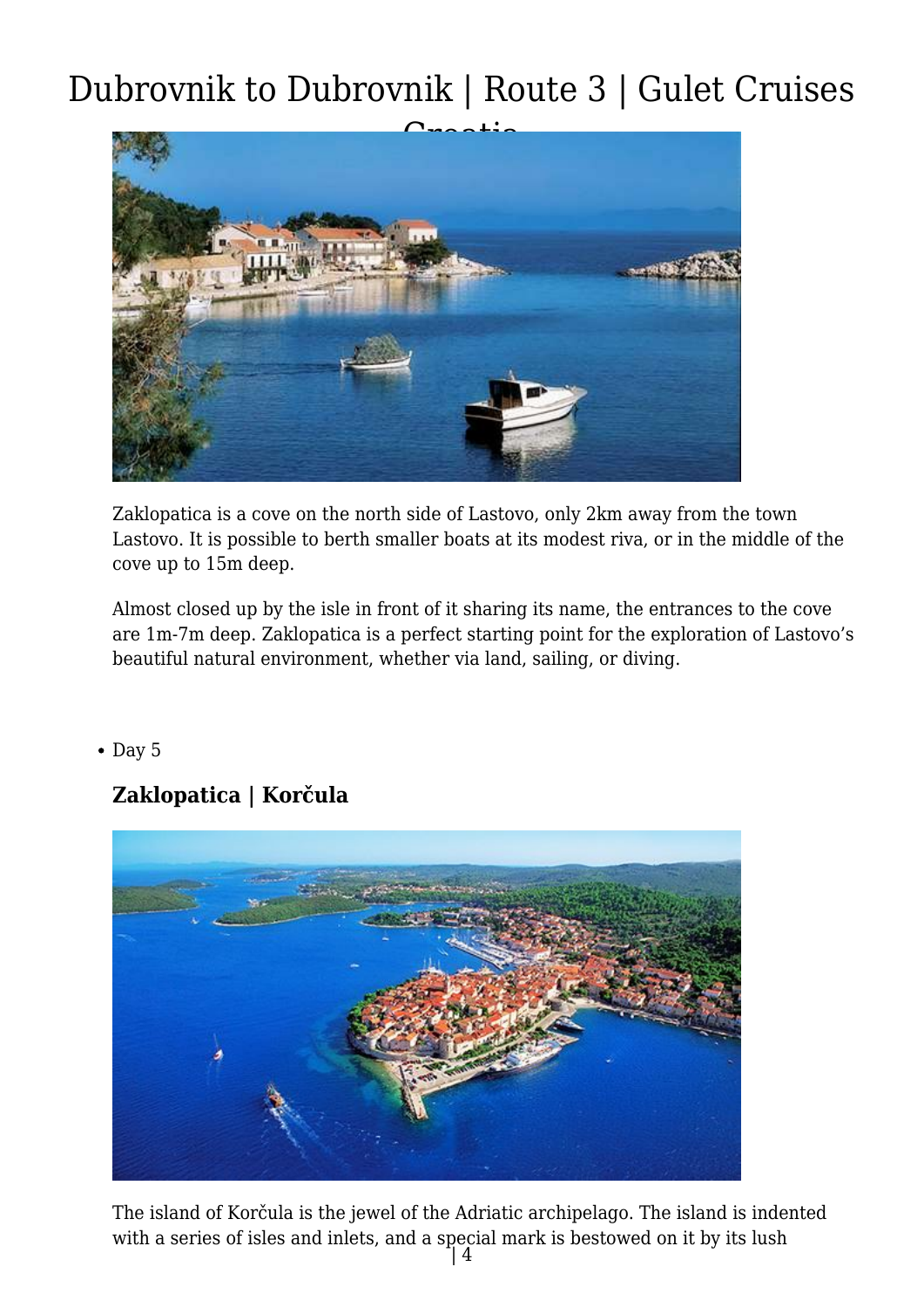Zaklopatica is a cove on the north side of Lastovo, only 2km away from the town Lastovo. It is possible to berth smaller boats at its modest riva, or in the middle of the cove up to 15m deep.

Almost closed up by the isle in front of it sharing its name, the entrances to the cove are 1m-7m deep. Zaklopatica is a perfect starting point for the exploration of Lastovo's beautiful natural environment, whether via land, sailing, or diving.

- Day 5

### Zaklopatica | Korčula

The island of Korčula is the jewel of the Adriatic archipelago. The island is indented with a series of isles and inlets, and a special mark is bestowed on it by its lush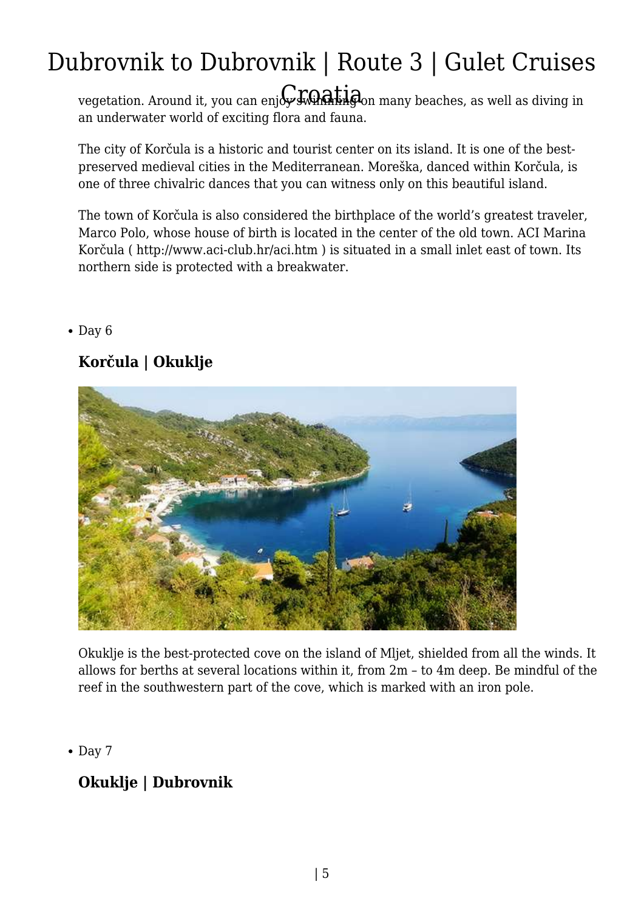vegetation. Around it, you can enjoy swimming on many beaches, as well as diving in an underwater world of exciting flora and fauna.

The city of Korčula is a historic and tourist center on its island. It is one of the best-preserved medieval cities in the Mediterranean. Moreška, danced within Korčula, is one of three chivalric dances that you can witness only on this beautiful island.

The town of Korčula is also considered the birthplace of the world's greatest traveler, Marco Polo, whose house of birth is located in the center of the old town. ACI Marina Korčula ( http://www.aci-club.hr/aci.htm ) is situated in a small inlet east of town. Its northern side is protected with a breakwater.

- Day 6

### Korčula | Okuklje

Okuklje is the best-protected cove on the island of Mljet, shielded from all the winds. It allows for berths at several locations within it, from 2m – to 4m deep. Be mindful of the reef in the southwestern part of the cove, which is marked with an iron pole.

- Day 7

### Okuklje | Dubrovnik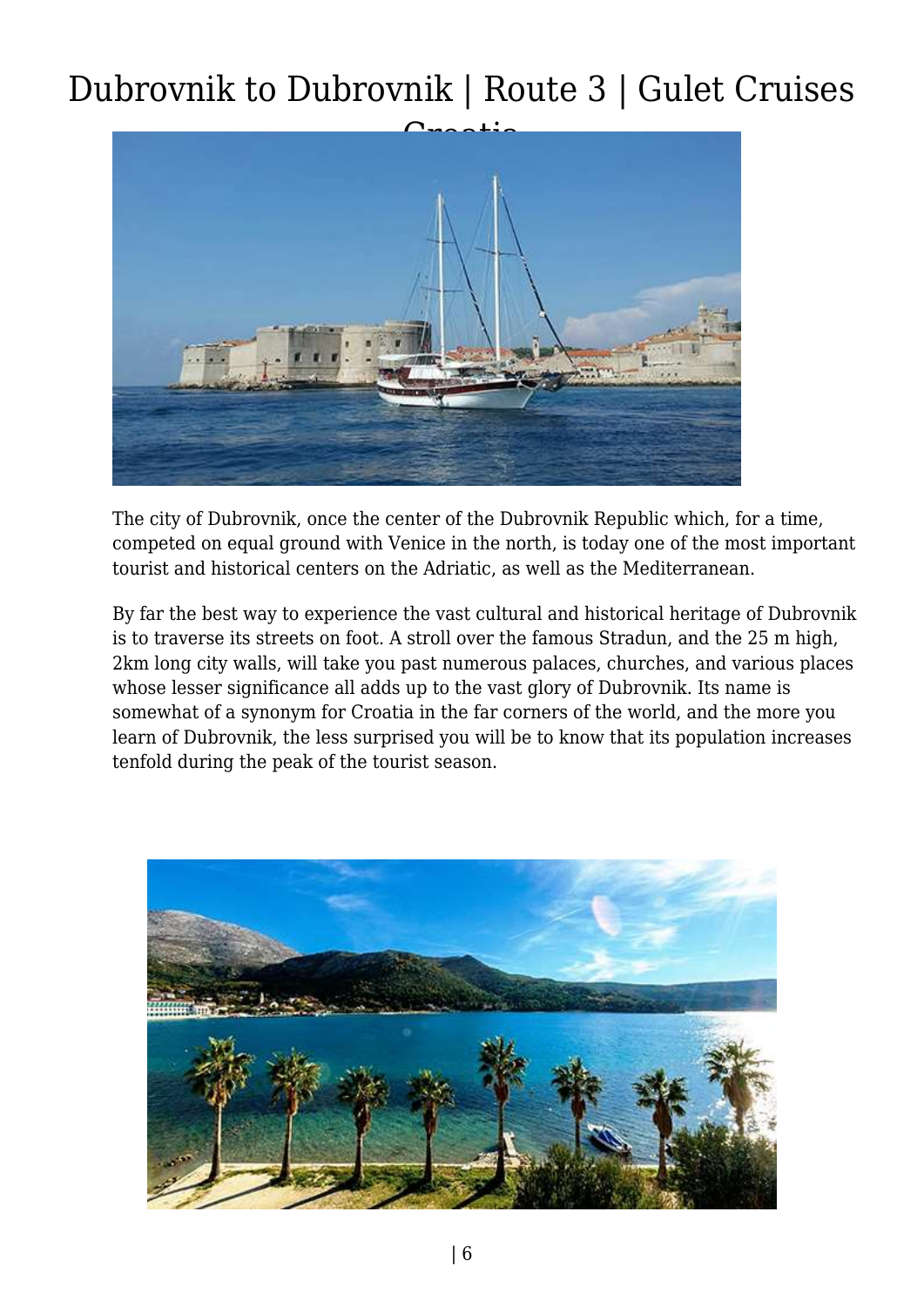# Dubrovnik to Dubrovnik | Route 3 | Gulet Cruises Croatia

The city of Dubrovnik, once the center of the Dubrovnik Republic which, for a time, competed on equal ground with Venice in the north, is today one of the most important tourist and historical centers on the Adriatic, as well as the Mediterranean.

By far the best way to experience the vast cultural and historical heritage of Dubrovnik is to traverse its streets on foot. A stroll over the famous Stradun, and the 25 m high, 2km long city walls, will take you past numerous palaces, churches, and various places whose lesser significance all adds up to the vast glory of Dubrovnik. Its name is somewhat of a synonym for Croatia in the far corners of the world, and the more you learn of Dubrovnik, the less surprised you will be to know that its population increases tenfold during the peak of the tourist season.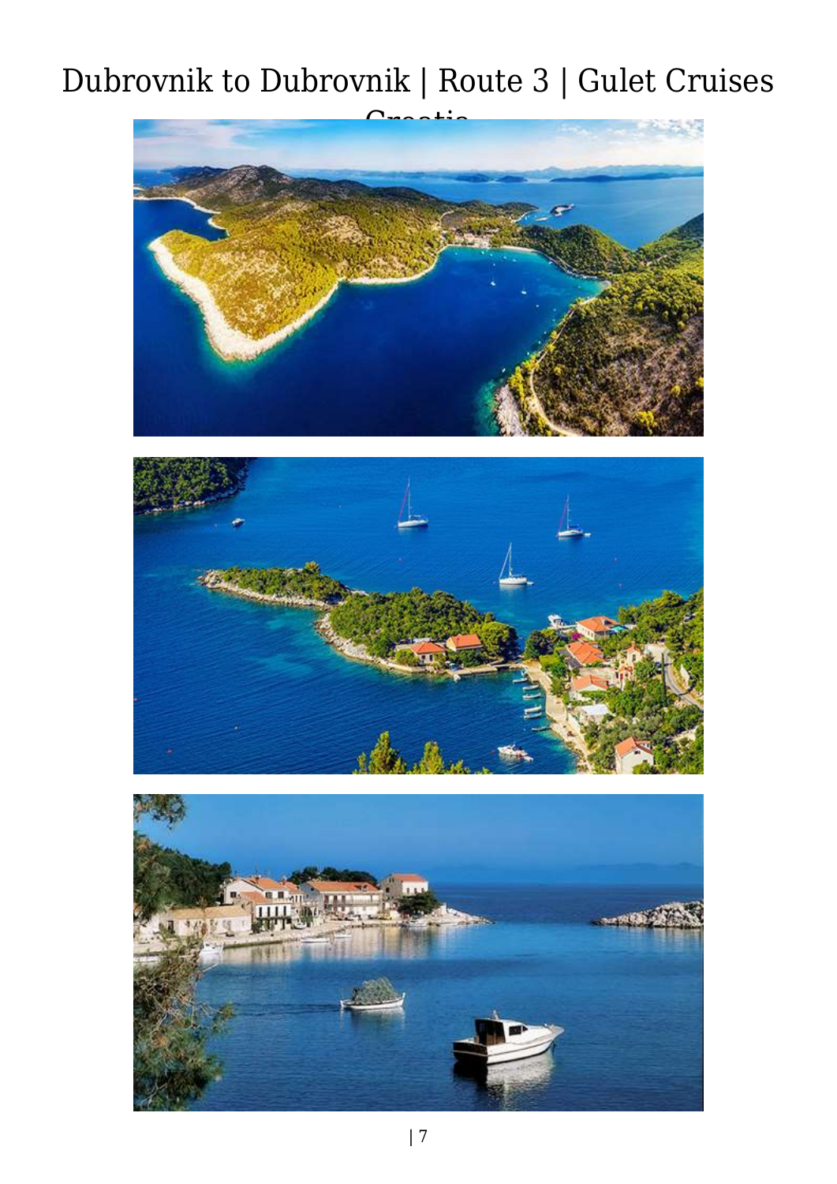# Dubrovnik to Dubrovnik | Route 3 | Gulet Cruises Croatia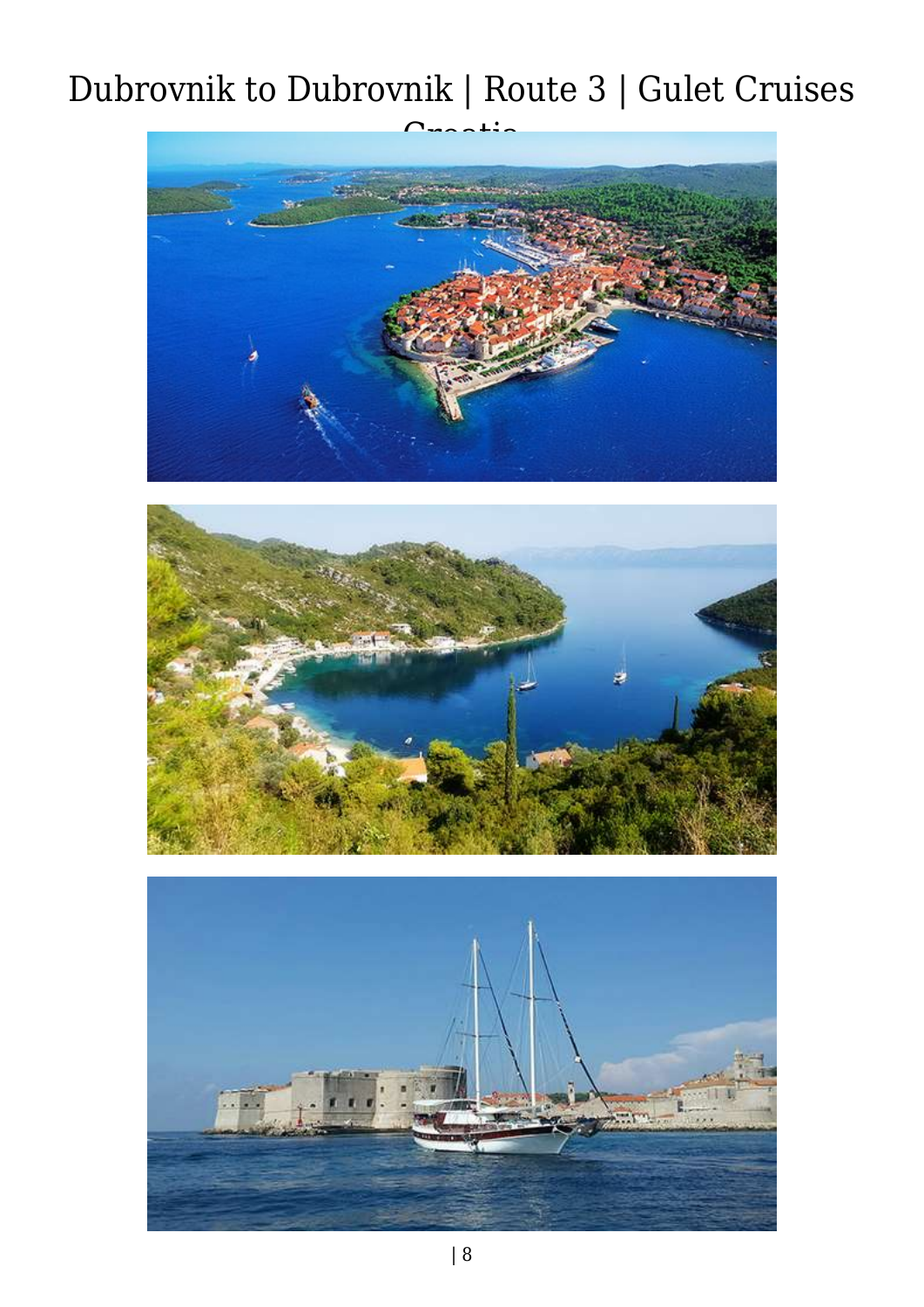# Dubrovnik to Dubrovnik | Route 3 | Gulet Cruises Croatia